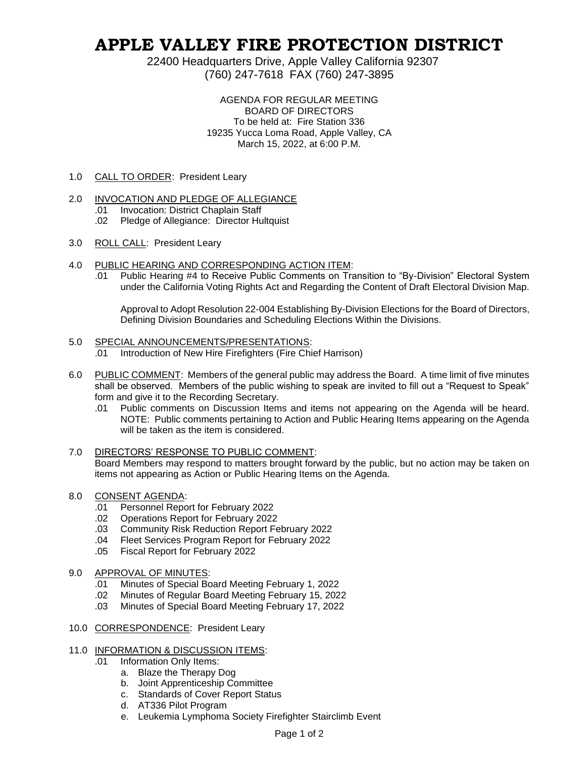# APPLE VALLEY FIRE PROTECTION DISTRICT

22400 Headquarters Drive, Apple Valley California 92307
(760) 247-7618 FAX (760) 247-3895

AGENDA FOR REGULAR MEETING
BOARD OF DIRECTORS
To be held at: Fire Station 336
19235 Yucca Loma Road, Apple Valley, CA
March 15, 2022, at 6:00 P.M.

1.0 CALL TO ORDER: President Leary

2.0 INVOCATION AND PLEDGE OF ALLEGIANCE
- .01 Invocation: District Chaplain Staff
- .02 Pledge of Allegiance: Director Hultquist

3.0 ROLL CALL: President Leary

4.0 PUBLIC HEARING AND CORRESPONDING ACTION ITEM:
- .01 Public Hearing #4 to Receive Public Comments on Transition to "By-Division" Electoral System under the California Voting Rights Act and Regarding the Content of Draft Electoral Division Map.

  Approval to Adopt Resolution 22-004 Establishing By-Division Elections for the Board of Directors, Defining Division Boundaries and Scheduling Elections Within the Divisions.

5.0 SPECIAL ANNOUNCEMENTS/PRESENTATIONS:
- .01 Introduction of New Hire Firefighters (Fire Chief Harrison)

6.0 PUBLIC COMMENT: Members of the general public may address the Board. A time limit of five minutes shall be observed. Members of the public wishing to speak are invited to fill out a "Request to Speak" form and give it to the Recording Secretary.
- .01 Public comments on Discussion Items and items not appearing on the Agenda will be heard. NOTE: Public comments pertaining to Action and Public Hearing Items appearing on the Agenda will be taken as the item is considered.

7.0 DIRECTORS' RESPONSE TO PUBLIC COMMENT:
Board Members may respond to matters brought forward by the public, but no action may be taken on items not appearing as Action or Public Hearing Items on the Agenda.

8.0 CONSENT AGENDA:
- .01 Personnel Report for February 2022
- .02 Operations Report for February 2022
- .03 Community Risk Reduction Report February 2022
- .04 Fleet Services Program Report for February 2022
- .05 Fiscal Report for February 2022

9.0 APPROVAL OF MINUTES:
- .01 Minutes of Special Board Meeting February 1, 2022
- .02 Minutes of Regular Board Meeting February 15, 2022
- .03 Minutes of Special Board Meeting February 17, 2022

10.0 CORRESPONDENCE: President Leary

11.0 INFORMATION & DISCUSSION ITEMS:
- .01 Information Only Items:
  - a. Blaze the Therapy Dog
  - b. Joint Apprenticeship Committee
  - c. Standards of Cover Report Status
  - d. AT336 Pilot Program
  - e. Leukemia Lymphoma Society Firefighter Stairclimb Event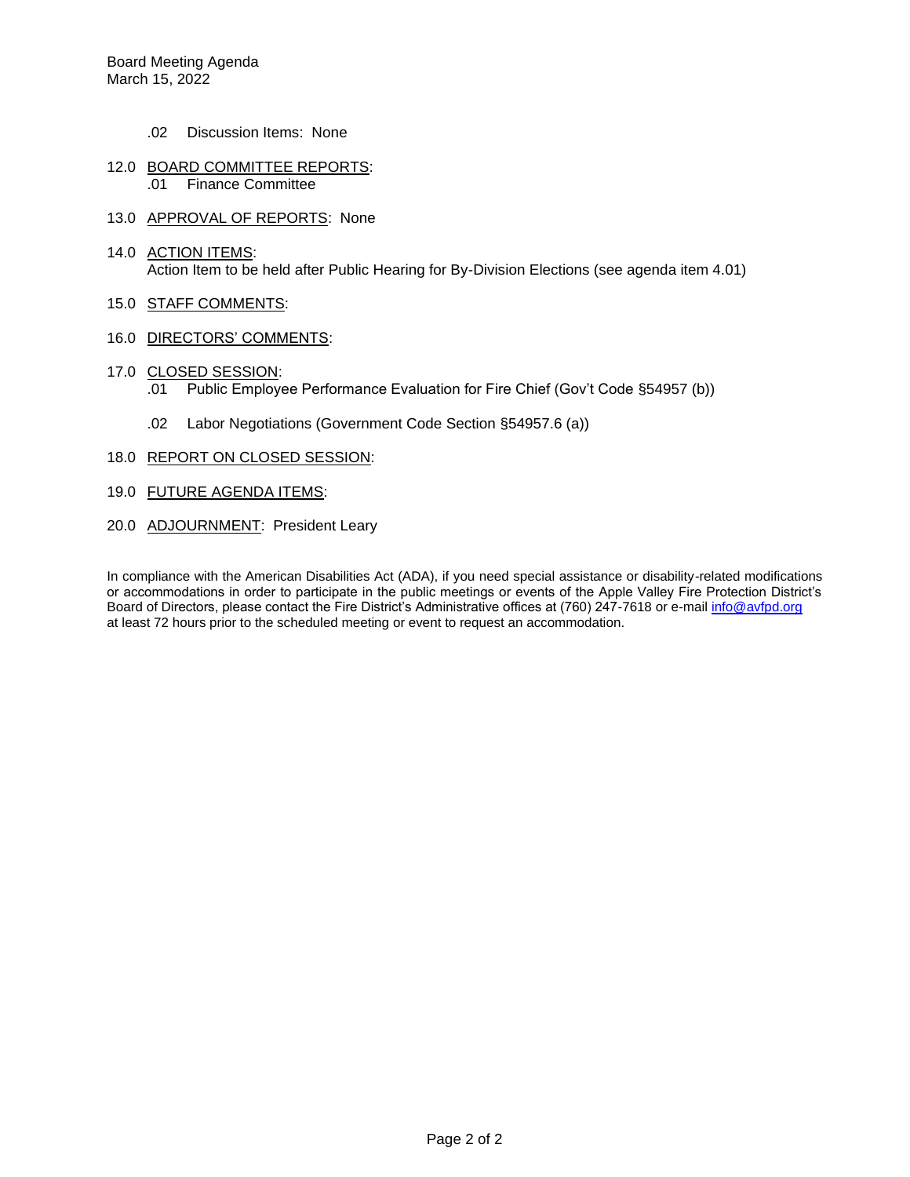.02 Discussion Items: None

12.0 BOARD COMMITTEE REPORTS:
.01 Finance Committee

13.0 APPROVAL OF REPORTS: None

14.0 ACTION ITEMS:
Action Item to be held after Public Hearing for By-Division Elections (see agenda item 4.01)

15.0 STAFF COMMENTS:

16.0 DIRECTORS' COMMENTS:

17.0 CLOSED SESSION:
.01 Public Employee Performance Evaluation for Fire Chief (Gov't Code §54957 (b))

.02 Labor Negotiations (Government Code Section §54957.6 (a))

18.0 REPORT ON CLOSED SESSION:

19.0 FUTURE AGENDA ITEMS:

20.0 ADJOURNMENT: President Leary

In compliance with the American Disabilities Act (ADA), if you need special assistance or disability-related modifications or accommodations in order to participate in the public meetings or events of the Apple Valley Fire Protection District's Board of Directors, please contact the Fire District's Administrative offices at (760) 247-7618 or e-mail info@avfpd.org at least 72 hours prior to the scheduled meeting or event to request an accommodation.